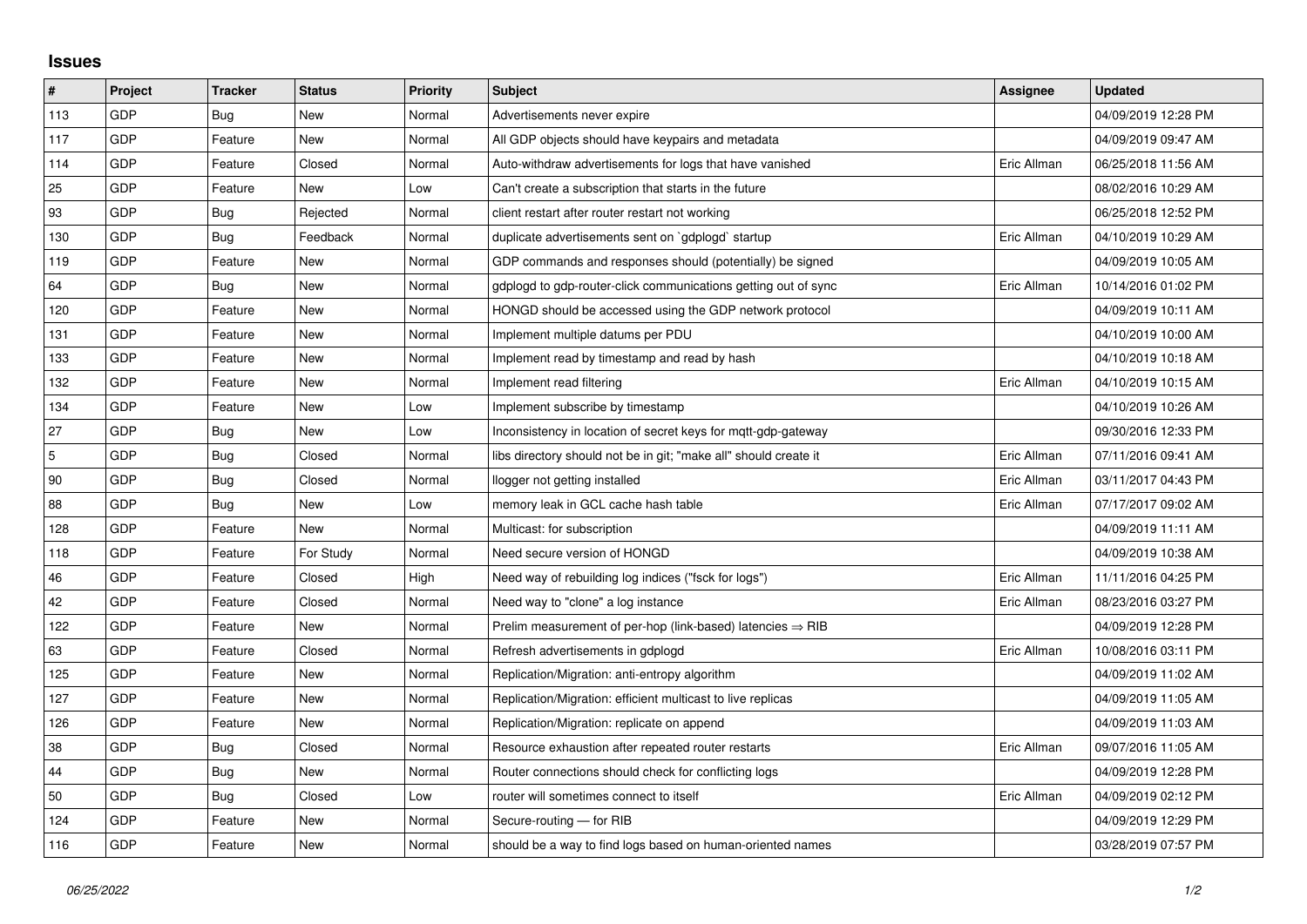## Issues

| # | Project | Tracker | Status | Priority | Subject | Assignee | Updated |
|---|---|---|---|---|---|---|---|
| 113 | GDP | Bug | New | Normal | Advertisements never expire | | 04/09/2019 12:28 PM |
| 117 | GDP | Feature | New | Normal | All GDP objects should have keypairs and metadata | | 04/09/2019 09:47 AM |
| 114 | GDP | Feature | Closed | Normal | Auto-withdraw advertisements for logs that have vanished | Eric Allman | 06/25/2018 11:56 AM |
| 25 | GDP | Feature | New | Low | Can't create a subscription that starts in the future | | 08/02/2016 10:29 AM |
| 93 | GDP | Bug | Rejected | Normal | client restart after router restart not working | | 06/25/2018 12:52 PM |
| 130 | GDP | Bug | Feedback | Normal | duplicate advertisements sent on `gdplogd` startup | Eric Allman | 04/10/2019 10:29 AM |
| 119 | GDP | Feature | New | Normal | GDP commands and responses should (potentially) be signed | | 04/09/2019 10:05 AM |
| 64 | GDP | Bug | New | Normal | gdplogd to gdp-router-click communications getting out of sync | Eric Allman | 10/14/2016 01:02 PM |
| 120 | GDP | Feature | New | Normal | HONGD should be accessed using the GDP network protocol | | 04/09/2019 10:11 AM |
| 131 | GDP | Feature | New | Normal | Implement multiple datums per PDU | | 04/10/2019 10:00 AM |
| 133 | GDP | Feature | New | Normal | Implement read by timestamp and read by hash | | 04/10/2019 10:18 AM |
| 132 | GDP | Feature | New | Normal | Implement read filtering | Eric Allman | 04/10/2019 10:15 AM |
| 134 | GDP | Feature | New | Low | Implement subscribe by timestamp | | 04/10/2019 10:26 AM |
| 27 | GDP | Bug | New | Low | Inconsistency in location of secret keys for mqtt-gdp-gateway | | 09/30/2016 12:33 PM |
| 5 | GDP | Bug | Closed | Normal | libs directory should not be in git; "make all" should create it | Eric Allman | 07/11/2016 09:41 AM |
| 90 | GDP | Bug | Closed | Normal | llogger not getting installed | Eric Allman | 03/11/2017 04:43 PM |
| 88 | GDP | Bug | New | Low | memory leak in GCL cache hash table | Eric Allman | 07/17/2017 09:02 AM |
| 128 | GDP | Feature | New | Normal | Multicast: for subscription | | 04/09/2019 11:11 AM |
| 118 | GDP | Feature | For Study | Normal | Need secure version of HONGD | | 04/09/2019 10:38 AM |
| 46 | GDP | Feature | Closed | High | Need way of rebuilding log indices ("fsck for logs") | Eric Allman | 11/11/2016 04:25 PM |
| 42 | GDP | Feature | Closed | Normal | Need way to "clone" a log instance | Eric Allman | 08/23/2016 03:27 PM |
| 122 | GDP | Feature | New | Normal | Prelim measurement of per-hop (link-based) latencies ⇒ RIB | | 04/09/2019 12:28 PM |
| 63 | GDP | Feature | Closed | Normal | Refresh advertisements in gdplogd | Eric Allman | 10/08/2016 03:11 PM |
| 125 | GDP | Feature | New | Normal | Replication/Migration: anti-entropy algorithm | | 04/09/2019 11:02 AM |
| 127 | GDP | Feature | New | Normal | Replication/Migration: efficient multicast to live replicas | | 04/09/2019 11:05 AM |
| 126 | GDP | Feature | New | Normal | Replication/Migration: replicate on append | | 04/09/2019 11:03 AM |
| 38 | GDP | Bug | Closed | Normal | Resource exhaustion after repeated router restarts | Eric Allman | 09/07/2016 11:05 AM |
| 44 | GDP | Bug | New | Normal | Router connections should check for conflicting logs | | 04/09/2019 12:28 PM |
| 50 | GDP | Bug | Closed | Low | router will sometimes connect to itself | Eric Allman | 04/09/2019 02:12 PM |
| 124 | GDP | Feature | New | Normal | Secure-routing — for RIB | | 04/09/2019 12:29 PM |
| 116 | GDP | Feature | New | Normal | should be a way to find logs based on human-oriented names | | 03/28/2019 07:57 PM |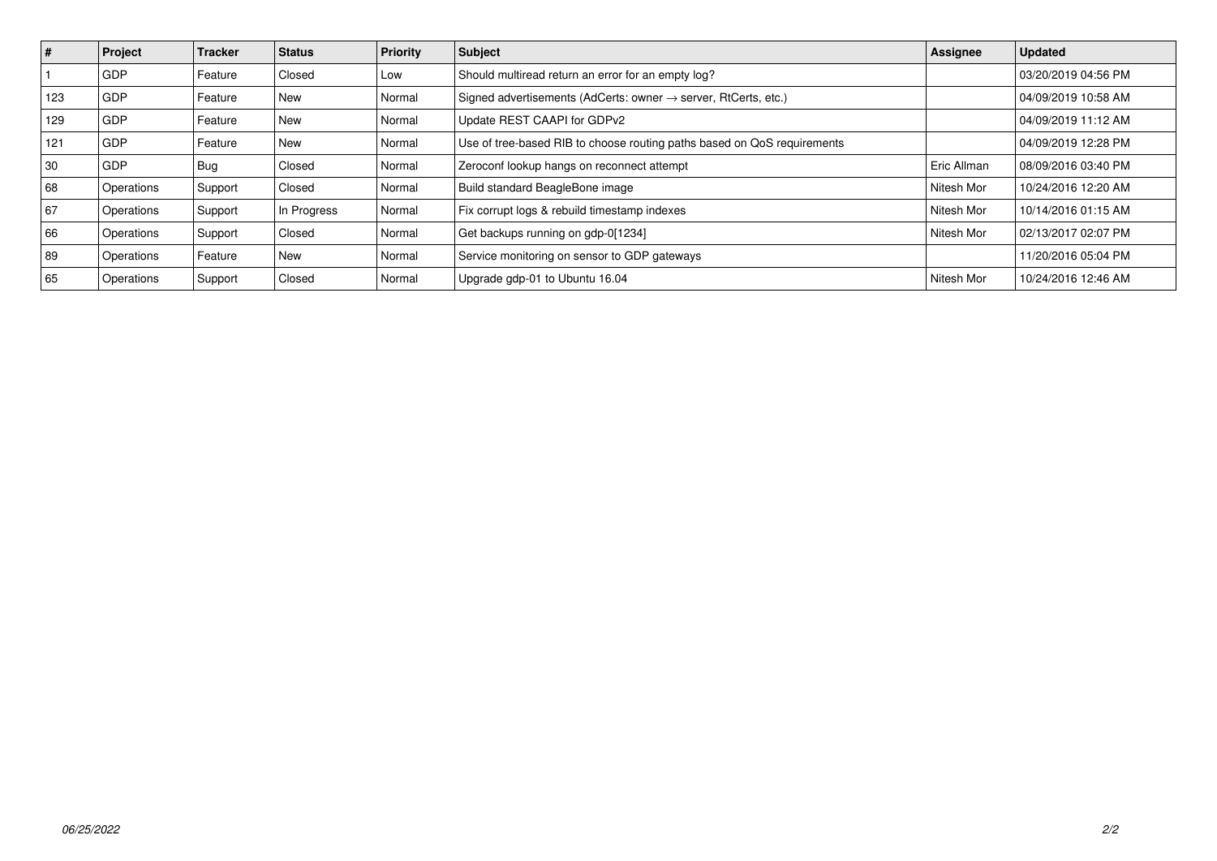| # | Project | Tracker | Status | Priority | Subject | Assignee | Updated |
|---|---|---|---|---|---|---|---|
| 1 | GDP | Feature | Closed | Low | Should multiread return an error for an empty log? | | 03/20/2019 04:56 PM |
| 123 | GDP | Feature | New | Normal | Signed advertisements (AdCerts: owner → server, RtCerts, etc.) | | 04/09/2019 10:58 AM |
| 129 | GDP | Feature | New | Normal | Update REST CAAPI for GDPv2 | | 04/09/2019 11:12 AM |
| 121 | GDP | Feature | New | Normal | Use of tree-based RIB to choose routing paths based on QoS requirements | | 04/09/2019 12:28 PM |
| 30 | GDP | Bug | Closed | Normal | Zeroconf lookup hangs on reconnect attempt | Eric Allman | 08/09/2016 03:40 PM |
| 68 | Operations | Support | Closed | Normal | Build standard BeagleBone image | Nitesh Mor | 10/24/2016 12:20 AM |
| 67 | Operations | Support | In Progress | Normal | Fix corrupt logs & rebuild timestamp indexes | Nitesh Mor | 10/14/2016 01:15 AM |
| 66 | Operations | Support | Closed | Normal | Get backups running on gdp-0[1234] | Nitesh Mor | 02/13/2017 02:07 PM |
| 89 | Operations | Feature | New | Normal | Service monitoring on sensor to GDP gateways | | 11/20/2016 05:04 PM |
| 65 | Operations | Support | Closed | Normal | Upgrade gdp-01 to Ubuntu 16.04 | Nitesh Mor | 10/24/2016 12:46 AM |